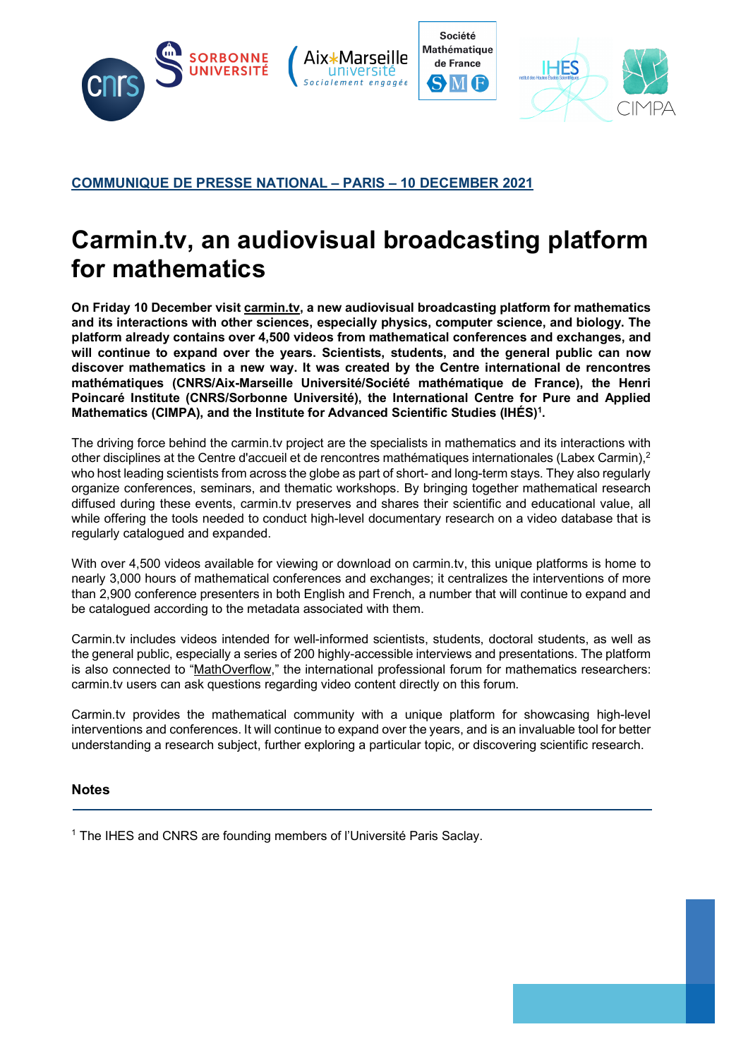**COMMUNIQUE DE PRESSE NATIONAL – PARIS – 10 DECEMBER 2021**

# Carmin.tv, an audiovisual broadcasting platform for mathematics

**On Friday 10 December visit carmin.tv, a new audiovisual broadcasting platform for mathematics and its interactions with other sciences, especially physics, computer science, and biology. The platform already contains over 4,500 videos from mathematical conferences and exchanges, and will continue to expand over the years. Scientists, students, and the general public can now discover mathematics in a new way. It was created by the Centre international de rencontres mathématiques (CNRS/Aix-Marseille Université/Société mathématique de France), the Henri Poincaré Institute (CNRS/Sorbonne Université), the International Centre for Pure and Applied Mathematics (CIMPA), and the Institute for Advanced Scientific Studies (IHÉS)[1].**

The driving force behind the carmin.tv project are the specialists in mathematics and its interactions with other disciplines at the Centre d'accueil et de rencontres mathématiques internationales (Labex Carmin),[2] who host leading scientists from across the globe as part of short- and long-term stays. They also regularly organize conferences, seminars, and thematic workshops. By bringing together mathematical research diffused during these events, carmin.tv preserves and shares their scientific and educational value, all while offering the tools needed to conduct high-level documentary research on a video database that is regularly catalogued and expanded.

With over 4,500 videos available for viewing or download on carmin.tv, this unique platforms is home to nearly 3,000 hours of mathematical conferences and exchanges; it centralizes the interventions of more than 2,900 conference presenters in both English and French, a number that will continue to expand and be catalogued according to the metadata associated with them.

Carmin.tv includes videos intended for well-informed scientists, students, doctoral students, as well as the general public, especially a series of 200 highly-accessible interviews and presentations. The platform is also connected to "MathOverflow," the international professional forum for mathematics researchers: carmin.tv users can ask questions regarding video content directly on this forum.

Carmin.tv provides the mathematical community with a unique platform for showcasing high-level interventions and conferences. It will continue to expand over the years, and is an invaluable tool for better understanding a research subject, further exploring a particular topic, or discovering scientific research.

### Notes

[1] The IHES and CNRS are founding members of l'Université Paris Saclay.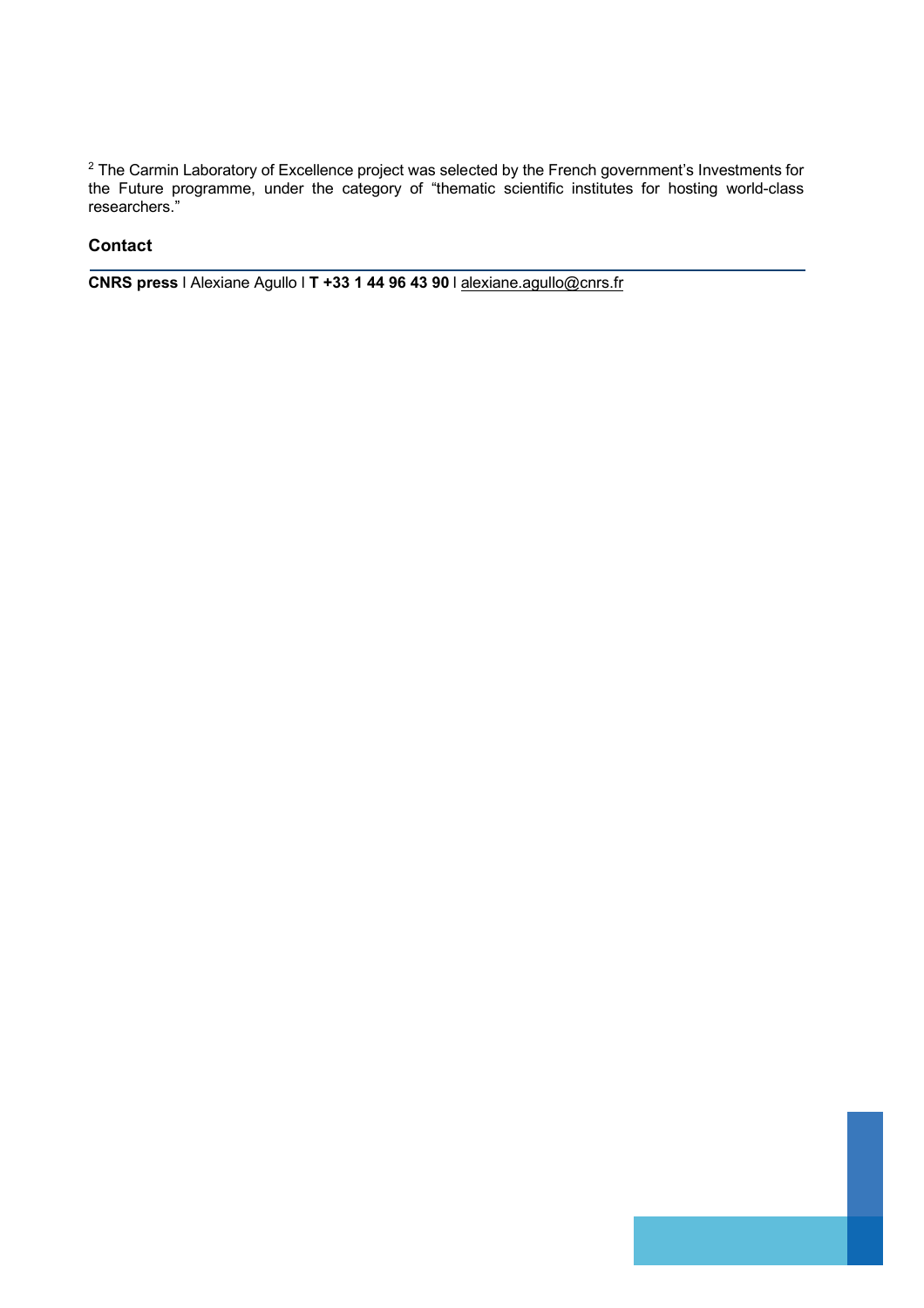[2] The Carmin Laboratory of Excellence project was selected by the French government's Investments for the Future programme, under the category of "thematic scientific institutes for hosting world-class researchers."

## Contact

**CNRS press** I Alexiane Agullo I **T +33 1 44 96 43 90** I alexiane.agullo@cnrs.fr